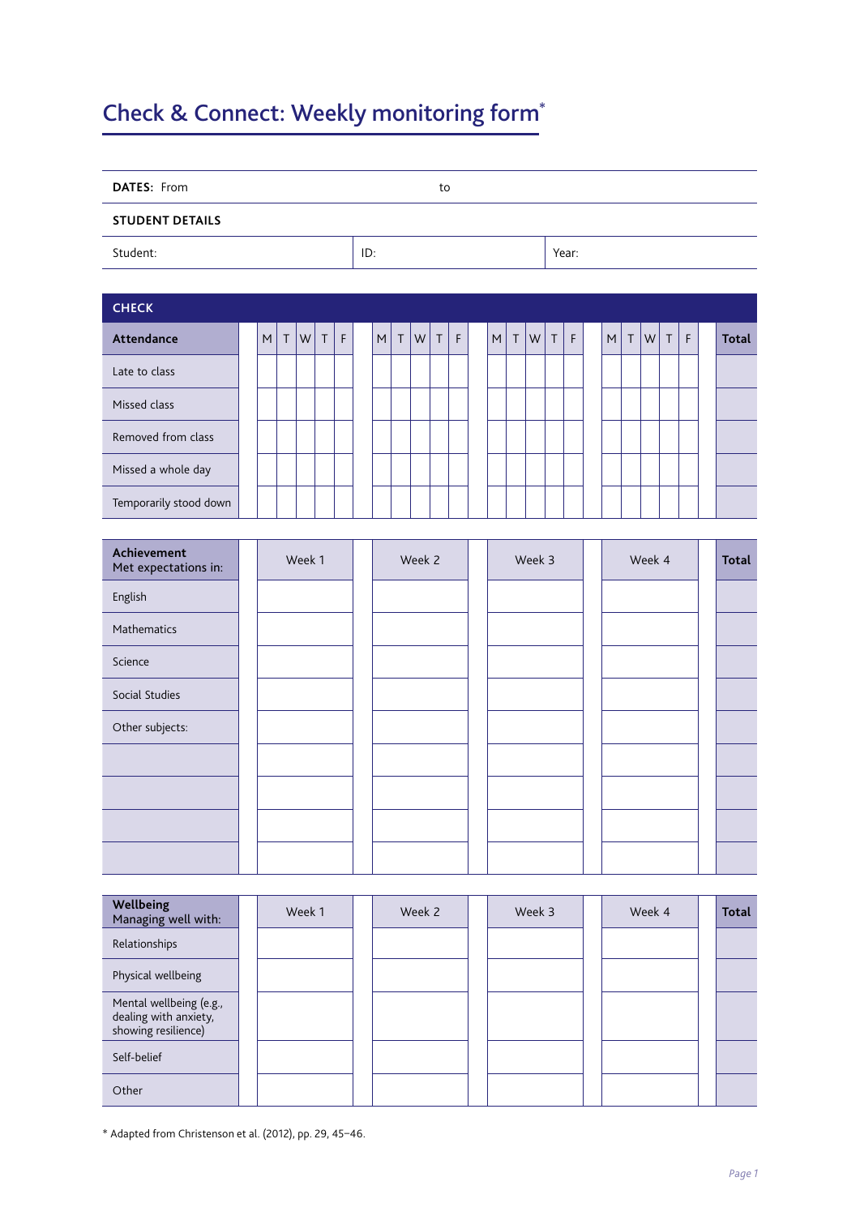# Check & Connect: Weekly monitoring form*

**DATES:** From                                        to

**STUDENT DETAILS**

| Student: | ID: | Year: |
|---|---|---|

## CHECK

| Attendance | M | T | W | T | F | M | T | W | T | F | M | T | W | T | F | M | T | W | T | F | Total |
|---|---|---|---|---|---|---|---|---|---|---|---|---|---|---|---|---|---|---|---|---|---|
| Late to class | | | | | | | | | | | | | | | | | | | | | |
| Missed class | | | | | | | | | | | | | | | | | | | | | |
| Removed from class | | | | | | | | | | | | | | | | | | | | | |
| Missed a whole day | | | | | | | | | | | | | | | | | | | | | |
| Temporarily stood down | | | | | | | | | | | | | | | | | | | | | |

| **Achievement** Met expectations in: | Week 1 | Week 2 | Week 3 | Week 4 | Total |
|---|---|---|---|---|---|
| English | | | | | |
| Mathematics | | | | | |
| Science | | | | | |
| Social Studies | | | | | |
| Other subjects: | | | | | |
| | | | | | |
| | | | | | |
| | | | | | |
| | | | | | |

| **Wellbeing** Managing well with: | Week 1 | Week 2 | Week 3 | Week 4 | Total |
|---|---|---|---|---|---|
| Relationships | | | | | |
| Physical wellbeing | | | | | |
| Mental wellbeing (e.g., dealing with anxiety, showing resilience) | | | | | |
| Self-belief | | | | | |
| Other | | | | | |

* Adapted from Christenson et al. (2012), pp. 29, 45–46.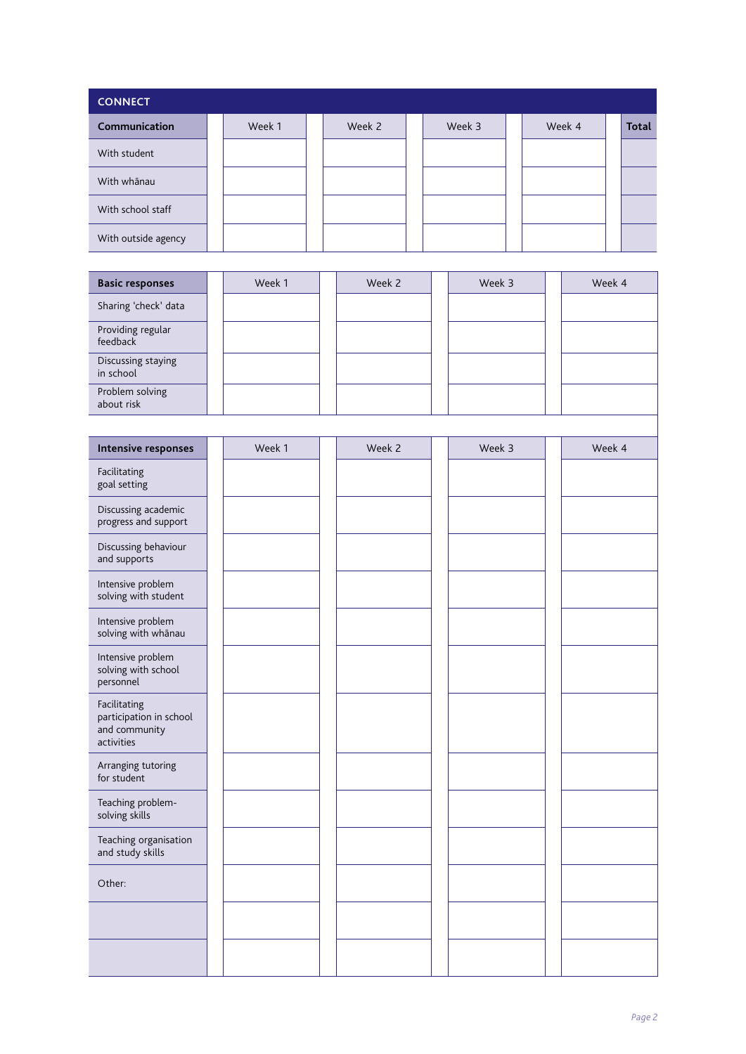## CONNECT

| Communication | Week 1 | Week 2 | Week 3 | Week 4 | Total |
|---|---|---|---|---|---|
| With student | | | | | |
| With whānau | | | | | |
| With school staff | | | | | |
| With outside agency | | | | | |

| Basic responses | Week 1 | Week 2 | Week 3 | Week 4 |
|---|---|---|---|---|
| Sharing 'check' data | | | | |
| Providing regular feedback | | | | |
| Discussing staying in school | | | | |
| Problem solving about risk | | | | |

| Intensive responses | Week 1 | Week 2 | Week 3 | Week 4 |
|---|---|---|---|---|
| Facilitating goal setting | | | | |
| Discussing academic progress and support | | | | |
| Discussing behaviour and supports | | | | |
| Intensive problem solving with student | | | | |
| Intensive problem solving with whānau | | | | |
| Intensive problem solving with school personnel | | | | |
| Facilitating participation in school and community activities | | | | |
| Arranging tutoring for student | | | | |
| Teaching problem-solving skills | | | | |
| Teaching organisation and study skills | | | | |
| Other: | | | | |
| | | | | |
| | | | | |